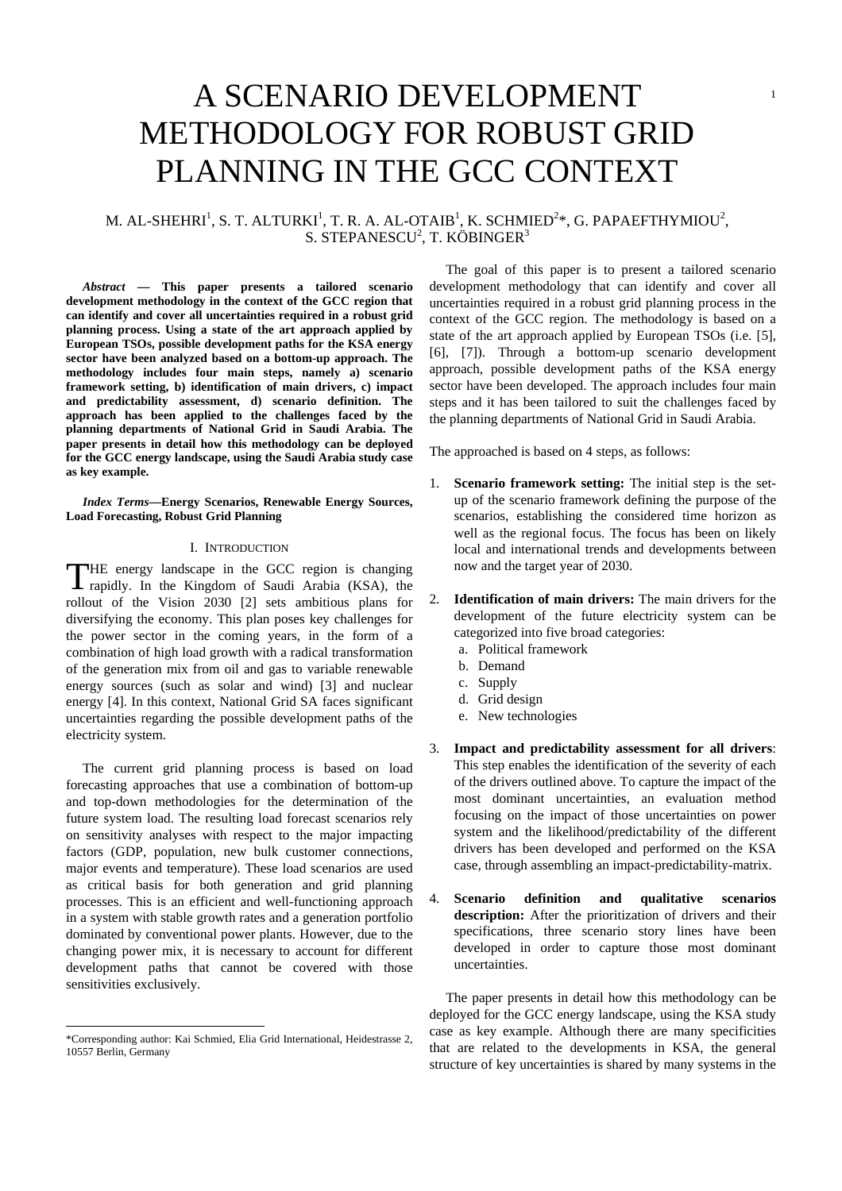# A SCENARIO DEVELOPMENT METHODOLOGY FOR ROBUST GRID PLANNING IN THE GCC CONTEXT

M. AL-SHEHRI[1], S. T. ALTURKI[1], T. R. A. AL-OTAIB[1], K. SCHMIED[2]*, G. PAPAEFTHYMIOU[2], S. STEPANESCU[2], T. KÖBINGER[3]

***Abstract* — This paper presents a tailored scenario development methodology in the context of the GCC region that can identify and cover all uncertainties required in a robust grid planning process. Using a state of the art approach applied by European TSOs, possible development paths for the KSA energy sector have been analyzed based on a bottom-up approach. The methodology includes four main steps, namely a) scenario framework setting, b) identification of main drivers, c) impact and predictability assessment, d) scenario definition. The approach has been applied to the challenges faced by the planning departments of National Grid in Saudi Arabia. The paper presents in detail how this methodology can be deployed for the GCC energy landscape, using the Saudi Arabia study case as key example.**

***Index Terms*—Energy Scenarios, Renewable Energy Sources, Load Forecasting, Robust Grid Planning**

## I. Introduction

The energy landscape in the GCC region is changing rapidly. In the Kingdom of Saudi Arabia (KSA), the rollout of the Vision 2030 [2] sets ambitious plans for diversifying the economy. This plan poses key challenges for the power sector in the coming years, in the form of a combination of high load growth with a radical transformation of the generation mix from oil and gas to variable renewable energy sources (such as solar and wind) [3] and nuclear energy [4]. In this context, National Grid SA faces significant uncertainties regarding the possible development paths of the electricity system.

The current grid planning process is based on load forecasting approaches that use a combination of bottom-up and top-down methodologies for the determination of the future system load. The resulting load forecast scenarios rely on sensitivity analyses with respect to the major impacting factors (GDP, population, new bulk customer connections, major events and temperature). These load scenarios are used as critical basis for both generation and grid planning processes. This is an efficient and well-functioning approach in a system with stable growth rates and a generation portfolio dominated by conventional power plants. However, due to the changing power mix, it is necessary to account for different development paths that cannot be covered with those sensitivities exclusively.

The goal of this paper is to present a tailored scenario development methodology that can identify and cover all uncertainties required in a robust grid planning process in the context of the GCC region. The methodology is based on a state of the art approach applied by European TSOs (i.e. [5], [6], [7]). Through a bottom-up scenario development approach, possible development paths of the KSA energy sector have been developed. The approach includes four main steps and it has been tailored to suit the challenges faced by the planning departments of National Grid in Saudi Arabia.

The approached is based on 4 steps, as follows:

1. **Scenario framework setting:** The initial step is the set-up of the scenario framework defining the purpose of the scenarios, establishing the considered time horizon as well as the regional focus. The focus has been on likely local and international trends and developments between now and the target year of 2030.

2. **Identification of main drivers:** The main drivers for the development of the future electricity system can be categorized into five broad categories:
   a. Political framework
   b. Demand
   c. Supply
   d. Grid design
   e. New technologies

3. **Impact and predictability assessment for all drivers**: This step enables the identification of the severity of each of the drivers outlined above. To capture the impact of the most dominant uncertainties, an evaluation method focusing on the impact of those uncertainties on power system and the likelihood/predictability of the different drivers has been developed and performed on the KSA case, through assembling an impact-predictability-matrix.

4. **Scenario definition and qualitative scenarios description:** After the prioritization of drivers and their specifications, three scenario story lines have been developed in order to capture those most dominant uncertainties.

The paper presents in detail how this methodology can be deployed for the GCC energy landscape, using the KSA study case as key example. Although there are many specificities that are related to the developments in KSA, the general structure of key uncertainties is shared by many systems in the

*Corresponding author: Kai Schmied, Elia Grid International, Heidestrasse 2, 10557 Berlin, Germany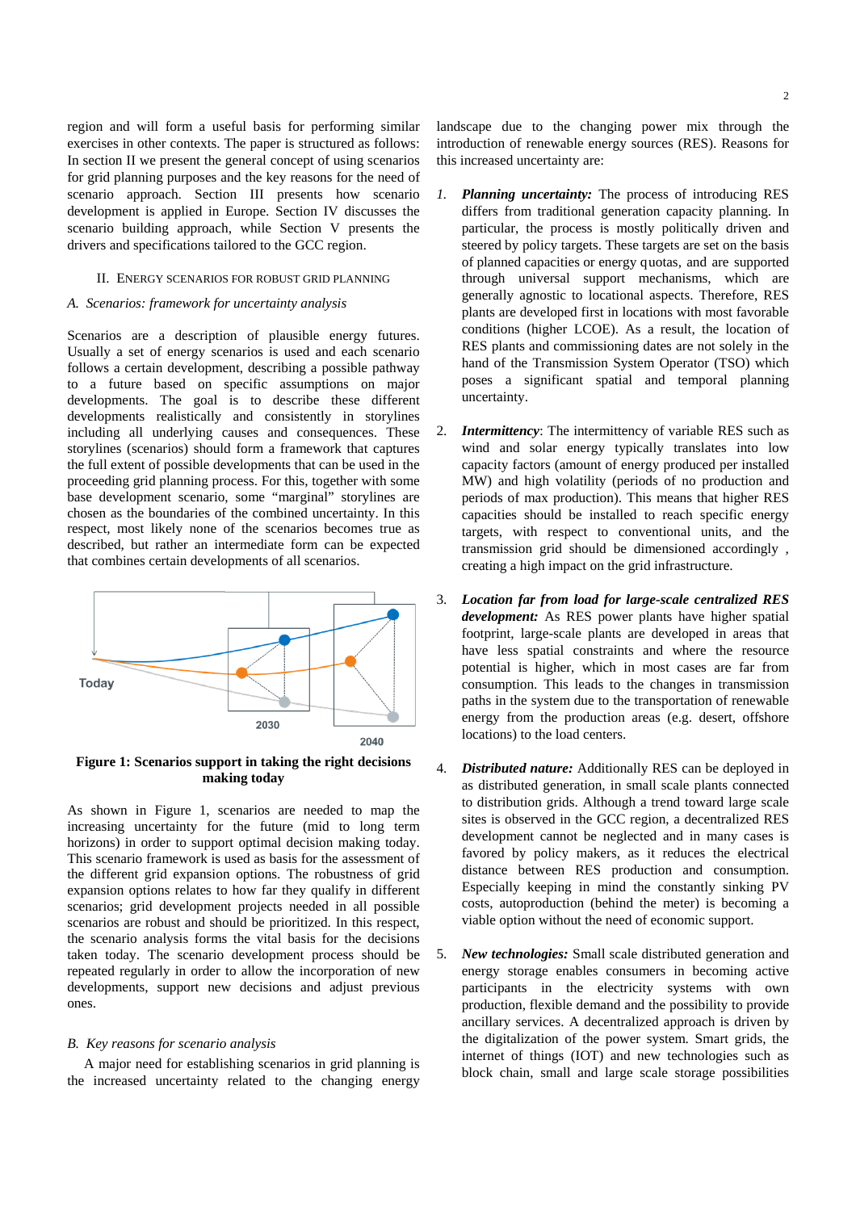region and will form a useful basis for performing similar exercises in other contexts. The paper is structured as follows: In section II we present the general concept of using scenarios for grid planning purposes and the key reasons for the need of scenario approach. Section III presents how scenario development is applied in Europe. Section IV discusses the scenario building approach, while Section V presents the drivers and specifications tailored to the GCC region.

## II. Energy Scenarios for Robust Grid Planning

### A. Scenarios: framework for uncertainty analysis

Scenarios are a description of plausible energy futures. Usually a set of energy scenarios is used and each scenario follows a certain development, describing a possible pathway to a future based on specific assumptions on major developments. The goal is to describe these different developments realistically and consistently in storylines including all underlying causes and consequences. These storylines (scenarios) should form a framework that captures the full extent of possible developments that can be used in the proceeding grid planning process. For this, together with some base development scenario, some "marginal" storylines are chosen as the boundaries of the combined uncertainty. In this respect, most likely none of the scenarios becomes true as described, but rather an intermediate form can be expected that combines certain developments of all scenarios.

**Figure 1: Scenarios support in taking the right decisions making today**

As shown in Figure 1, scenarios are needed to map the increasing uncertainty for the future (mid to long term horizons) in order to support optimal decision making today. This scenario framework is used as basis for the assessment of the different grid expansion options. The robustness of grid expansion options relates to how far they qualify in different scenarios; grid development projects needed in all possible scenarios are robust and should be prioritized. In this respect, the scenario analysis forms the vital basis for the decisions taken today. The scenario development process should be repeated regularly in order to allow the incorporation of new developments, support new decisions and adjust previous ones.

### B. Key reasons for scenario analysis

A major need for establishing scenarios in grid planning is the increased uncertainty related to the changing energy landscape due to the changing power mix through the introduction of renewable energy sources (RES). Reasons for this increased uncertainty are:

1. ***Planning uncertainty:*** The process of introducing RES differs from traditional generation capacity planning. In particular, the process is mostly politically driven and steered by policy targets. These targets are set on the basis of planned capacities or energy quotas, and are supported through universal support mechanisms, which are generally agnostic to locational aspects. Therefore, RES plants are developed first in locations with most favorable conditions (higher LCOE). As a result, the location of RES plants and commissioning dates are not solely in the hand of the Transmission System Operator (TSO) which poses a significant spatial and temporal planning uncertainty.

2. ***Intermittency***: The intermittency of variable RES such as wind and solar energy typically translates into low capacity factors (amount of energy produced per installed MW) and high volatility (periods of no production and periods of max production). This means that higher RES capacities should be installed to reach specific energy targets, with respect to conventional units, and the transmission grid should be dimensioned accordingly , creating a high impact on the grid infrastructure.

3. ***Location far from load for large-scale centralized RES development:*** As RES power plants have higher spatial footprint, large-scale plants are developed in areas that have less spatial constraints and where the resource potential is higher, which in most cases are far from consumption. This leads to the changes in transmission paths in the system due to the transportation of renewable energy from the production areas (e.g. desert, offshore locations) to the load centers.

4. ***Distributed nature:*** Additionally RES can be deployed in as distributed generation, in small scale plants connected to distribution grids. Although a trend toward large scale sites is observed in the GCC region, a decentralized RES development cannot be neglected and in many cases is favored by policy makers, as it reduces the electrical distance between RES production and consumption. Especially keeping in mind the constantly sinking PV costs, autoproduction (behind the meter) is becoming a viable option without the need of economic support.

5. ***New technologies:*** Small scale distributed generation and energy storage enables consumers in becoming active participants in the electricity systems with own production, flexible demand and the possibility to provide ancillary services. A decentralized approach is driven by the digitalization of the power system. Smart grids, the internet of things (IOT) and new technologies such as block chain, small and large scale storage possibilities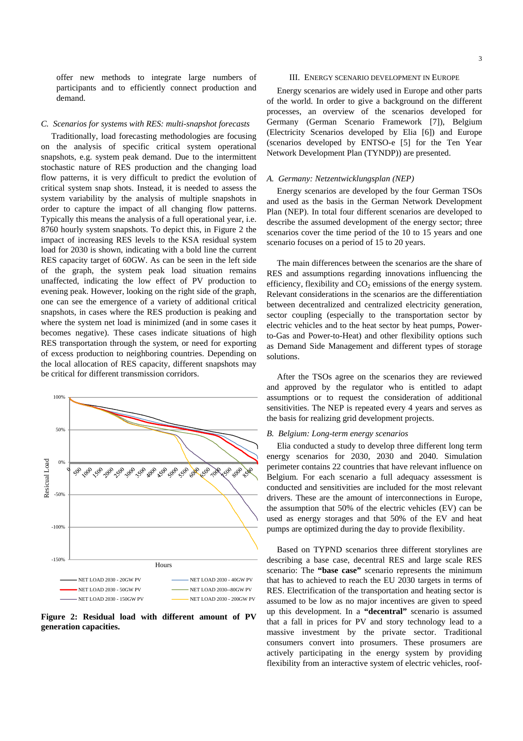offer new methods to integrate large numbers of participants and to efficiently connect production and demand.

### *C. Scenarios for systems with RES: multi-snapshot forecasts*

Traditionally, load forecasting methodologies are focusing on the analysis of specific critical system operational snapshots, e.g. system peak demand. Due to the intermittent stochastic nature of RES production and the changing load flow patterns, it is very difficult to predict the evolution of critical system snap shots. Instead, it is needed to assess the system variability by the analysis of multiple snapshots in order to capture the impact of all changing flow patterns. Typically this means the analysis of a full operational year, i.e. 8760 hourly system snapshots. To depict this, in Figure 2 the impact of increasing RES levels to the KSA residual system load for 2030 is shown, indicating with a bold line the current RES capacity target of 60GW. As can be seen in the left side of the graph, the system peak load situation remains unaffected, indicating the low effect of PV production to evening peak. However, looking on the right side of the graph, one can see the emergence of a variety of additional critical snapshots, in cases where the RES production is peaking and where the system net load is minimized (and in some cases it becomes negative). These cases indicate situations of high RES transportation through the system, or need for exporting of excess production to neighboring countries. Depending on the local allocation of RES capacity, different snapshots may be critical for different transmission corridors.

**Figure 2: Residual load with different amount of PV generation capacities.**

## III. Energy Scenario Development in Europe

Energy scenarios are widely used in Europe and other parts of the world. In order to give a background on the different processes, an overview of the scenarios developed for Germany (German Scenario Framework [7]), Belgium (Electricity Scenarios developed by Elia [6]) and Europe (scenarios developed by ENTSO-e [5] for the Ten Year Network Development Plan (TYNDP)) are presented.

### *A. Germany: Netzentwicklungsplan (NEP)*

Energy scenarios are developed by the four German TSOs and used as the basis in the German Network Development Plan (NEP). In total four different scenarios are developed to describe the assumed development of the energy sector; three scenarios cover the time period of the 10 to 15 years and one scenario focuses on a period of 15 to 20 years.

The main differences between the scenarios are the share of RES and assumptions regarding innovations influencing the efficiency, flexibility and $CO_2$ emissions of the energy system. Relevant considerations in the scenarios are the differentiation between decentralized and centralized electricity generation, sector coupling (especially to the transportation sector by electric vehicles and to the heat sector by heat pumps, Power-to-Gas and Power-to-Heat) and other flexibility options such as Demand Side Management and different types of storage solutions.

After the TSOs agree on the scenarios they are reviewed and approved by the regulator who is entitled to adapt assumptions or to request the consideration of additional sensitivities. The NEP is repeated every 4 years and serves as the basis for realizing grid development projects.

### *B. Belgium: Long-term energy scenarios*

Elia conducted a study to develop three different long term energy scenarios for 2030, 2030 and 2040. Simulation perimeter contains 22 countries that have relevant influence on Belgium. For each scenario a full adequacy assessment is conducted and sensitivities are included for the most relevant drivers. These are the amount of interconnections in Europe, the assumption that 50% of the electric vehicles (EV) can be used as energy storages and that 50% of the EV and heat pumps are optimized during the day to provide flexibility.

Based on TYPND scenarios three different storylines are describing a base case, decentral RES and large scale RES scenario: The **"base case"** scenario represents the minimum that has to achieved to reach the EU 2030 targets in terms of RES. Electrification of the transportation and heating sector is assumed to be low as no major incentives are given to speed up this development. In a **"decentral"** scenario is assumed that a fall in prices for PV and story technology lead to a massive investment by the private sector. Traditional consumers convert into prosumers. These prosumers are actively participating in the energy system by providing flexibility from an interactive system of electric vehicles, roof-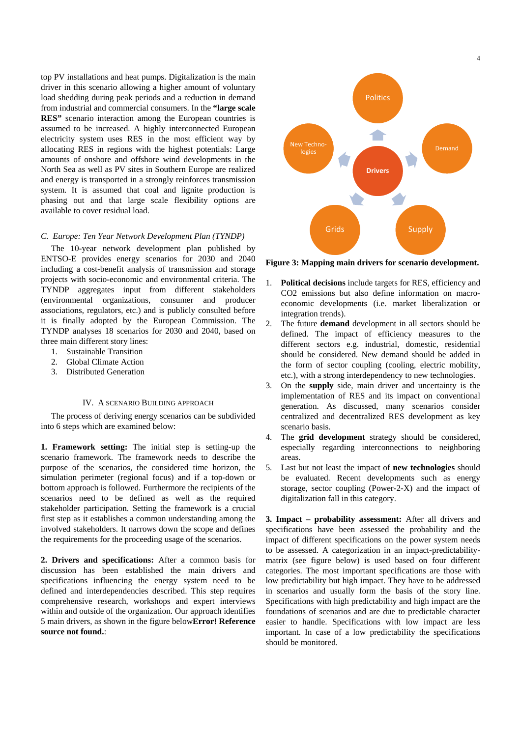top PV installations and heat pumps. Digitalization is the main driver in this scenario allowing a higher amount of voluntary load shedding during peak periods and a reduction in demand from industrial and commercial consumers. In the **"large scale RES"** scenario interaction among the European countries is assumed to be increased. A highly interconnected European electricity system uses RES in the most efficient way by allocating RES in regions with the highest potentials: Large amounts of onshore and offshore wind developments in the North Sea as well as PV sites in Southern Europe are realized and energy is transported in a strongly reinforces transmission system. It is assumed that coal and lignite production is phasing out and that large scale flexibility options are available to cover residual load.

### *C. Europe: Ten Year Network Development Plan (TYNDP)*

The 10-year network development plan published by ENTSO-E provides energy scenarios for 2030 and 2040 including a cost-benefit analysis of transmission and storage projects with socio-economic and environmental criteria. The TYNDP aggregates input from different stakeholders (environmental organizations, consumer and producer associations, regulators, etc.) and is publicly consulted before it is finally adopted by the European Commission. The TYNDP analyses 18 scenarios for 2030 and 2040, based on three main different story lines:

1. Sustainable Transition
2. Global Climate Action
3. Distributed Generation

## IV. A Scenario Building Approach

The process of deriving energy scenarios can be subdivided into 6 steps which are examined below:

**1. Framework setting:** The initial step is setting-up the scenario framework. The framework needs to describe the purpose of the scenarios, the considered time horizon, the simulation perimeter (regional focus) and if a top-down or bottom approach is followed. Furthermore the recipients of the scenarios need to be defined as well as the required stakeholder participation. Setting the framework is a crucial first step as it establishes a common understanding among the involved stakeholders. It narrows down the scope and defines the requirements for the proceeding usage of the scenarios.

**2. Drivers and specifications:** After a common basis for discussion has been established the main drivers and specifications influencing the energy system need to be defined and interdependencies described. This step requires comprehensive research, workshops and expert interviews within and outside of the organization. Our approach identifies 5 main drivers, as shown in the figure below**Error! Reference source not found.**:

Politics, Demand, Supply, Grids, New Technologies, Drivers

**Figure 3: Mapping main drivers for scenario development.**

1. **Political decisions** include targets for RES, efficiency and CO2 emissions but also define information on macro-economic developments (i.e. market liberalization or integration trends).
2. The future **demand** development in all sectors should be defined. The impact of efficiency measures to the different sectors e.g. industrial, domestic, residential should be considered. New demand should be added in the form of sector coupling (cooling, electric mobility, etc.), with a strong interdependency to new technologies.
3. On the **supply** side, main driver and uncertainty is the implementation of RES and its impact on conventional generation. As discussed, many scenarios consider centralized and decentralized RES development as key scenario basis.
4. The **grid development** strategy should be considered, especially regarding interconnections to neighboring areas.
5. Last but not least the impact of **new technologies** should be evaluated. Recent developments such as energy storage, sector coupling (Power-2-X) and the impact of digitalization fall in this category.

**3. Impact – probability assessment:** After all drivers and specifications have been assessed the probability and the impact of different specifications on the power system needs to be assessed. A categorization in an impact-predictability-matrix (see figure below) is used based on four different categories. The most important specifications are those with low predictability but high impact. They have to be addressed in scenarios and usually form the basis of the story line. Specifications with high predictability and high impact are the foundations of scenarios and are due to predictable character easier to handle. Specifications with low impact are less important. In case of a low predictability the specifications should be monitored.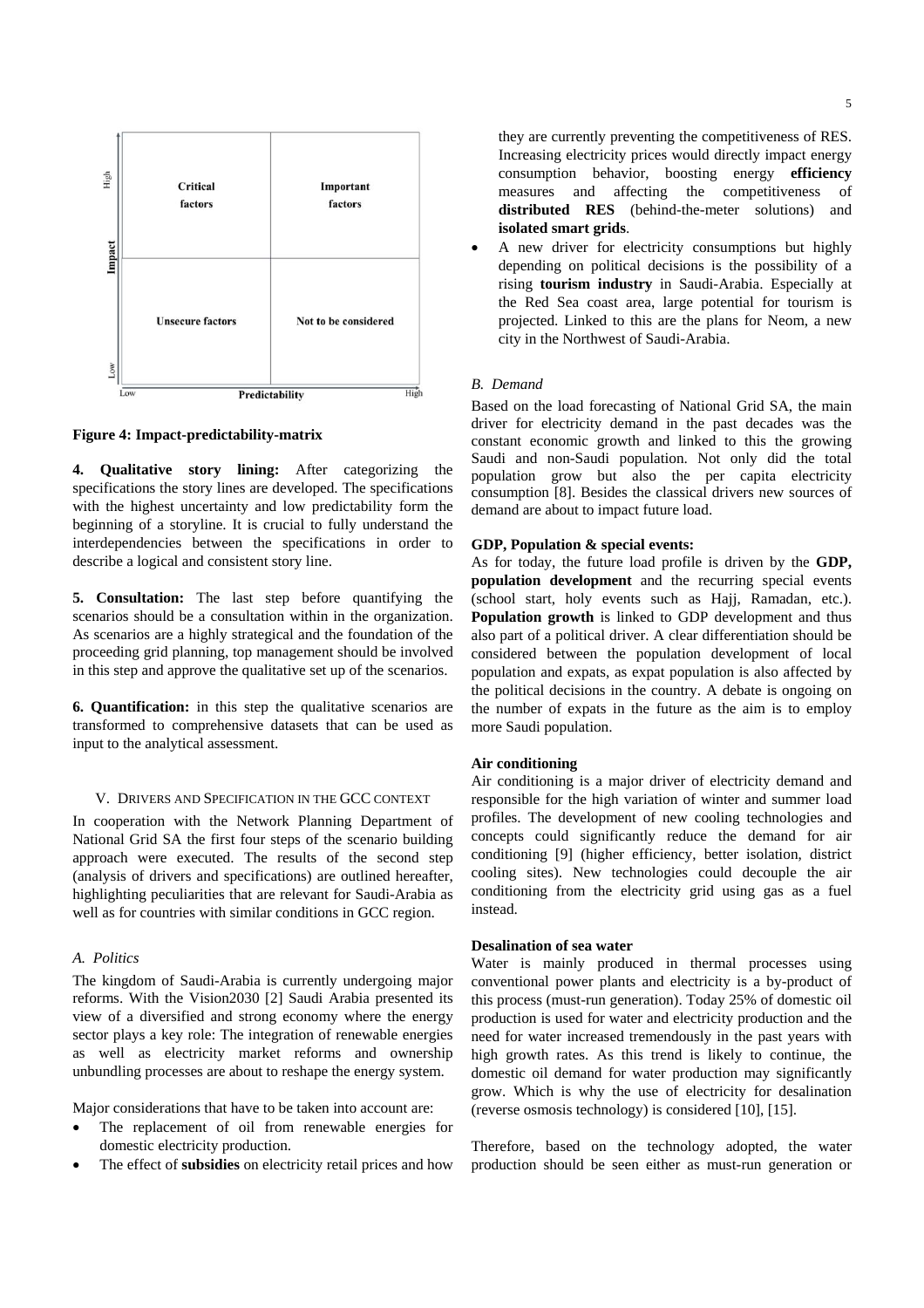| Impact / Predictability | Low | High |
|---|---|---|
| High | Critical factors | Important factors |
| Low | Unsecure factors | Not to be considered |

**Figure 4: Impact-predictability-matrix**

**4. Qualitative story lining:** After categorizing the specifications the story lines are developed. The specifications with the highest uncertainty and low predictability form the beginning of a storyline. It is crucial to fully understand the interdependencies between the specifications in order to describe a logical and consistent story line.

**5. Consultation:** The last step before quantifying the scenarios should be a consultation within in the organization. As scenarios are a highly strategical and the foundation of the proceeding grid planning, top management should be involved in this step and approve the qualitative set up of the scenarios.

**6. Quantification:** in this step the qualitative scenarios are transformed to comprehensive datasets that can be used as input to the analytical assessment.

## V. Drivers and Specification in the GCC context

In cooperation with the Network Planning Department of National Grid SA the first four steps of the scenario building approach were executed. The results of the second step (analysis of drivers and specifications) are outlined hereafter, highlighting peculiarities that are relevant for Saudi-Arabia as well as for countries with similar conditions in GCC region.

### *A. Politics*

The kingdom of Saudi-Arabia is currently undergoing major reforms. With the Vision2030 [2] Saudi Arabia presented its view of a diversified and strong economy where the energy sector plays a key role: The integration of renewable energies as well as electricity market reforms and ownership unbundling processes are about to reshape the energy system.

Major considerations that have to be taken into account are:

- The replacement of oil from renewable energies for domestic electricity production.
- The effect of **subsidies** on electricity retail prices and how they are currently preventing the competitiveness of RES. Increasing electricity prices would directly impact energy consumption behavior, boosting energy **efficiency** measures and affecting the competitiveness of **distributed RES** (behind-the-meter solutions) and **isolated smart grids**.
- A new driver for electricity consumptions but highly depending on political decisions is the possibility of a rising **tourism industry** in Saudi-Arabia. Especially at the Red Sea coast area, large potential for tourism is projected. Linked to this are the plans for Neom, a new city in the Northwest of Saudi-Arabia.

### *B. Demand*

Based on the load forecasting of National Grid SA, the main driver for electricity demand in the past decades was the constant economic growth and linked to this the growing Saudi and non-Saudi population. Not only did the total population grow but also the per capita electricity consumption [8]. Besides the classical drivers new sources of demand are about to impact future load.

**GDP, Population & special events:**

As for today, the future load profile is driven by the **GDP, population development** and the recurring special events (school start, holy events such as Hajj, Ramadan, etc.). **Population growth** is linked to GDP development and thus also part of a political driver. A clear differentiation should be considered between the population development of local population and expats, as expat population is also affected by the political decisions in the country. A debate is ongoing on the number of expats in the future as the aim is to employ more Saudi population.

**Air conditioning**

Air conditioning is a major driver of electricity demand and responsible for the high variation of winter and summer load profiles. The development of new cooling technologies and concepts could significantly reduce the demand for air conditioning [9] (higher efficiency, better isolation, district cooling sites). New technologies could decouple the air conditioning from the electricity grid using gas as a fuel instead.

**Desalination of sea water**

Water is mainly produced in thermal processes using conventional power plants and electricity is a by-product of this process (must-run generation). Today 25% of domestic oil production is used for water and electricity production and the need for water increased tremendously in the past years with high growth rates. As this trend is likely to continue, the domestic oil demand for water production may significantly grow. Which is why the use of electricity for desalination (reverse osmosis technology) is considered [10], [15].

Therefore, based on the technology adopted, the water production should be seen either as must-run generation or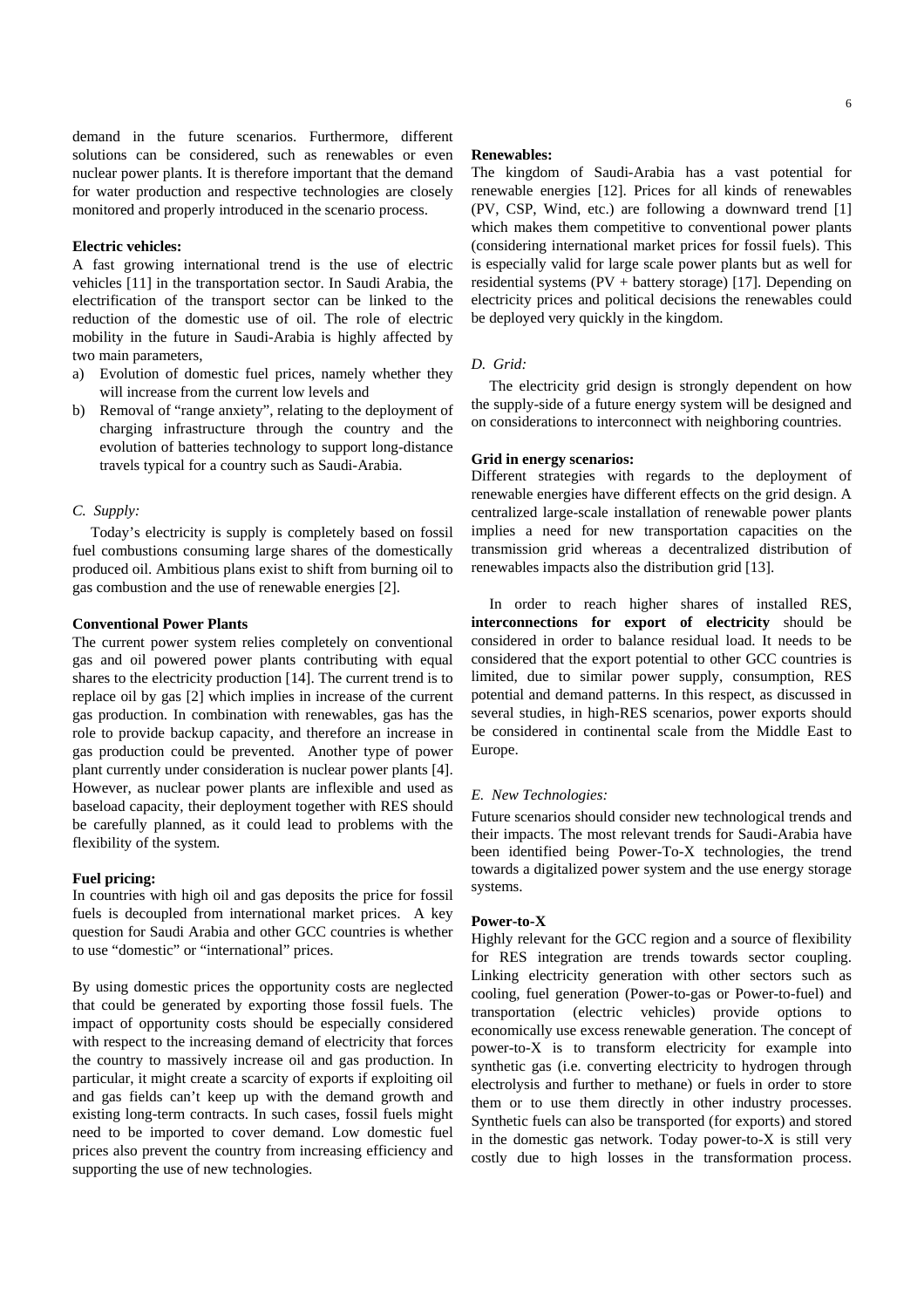demand in the future scenarios. Furthermore, different solutions can be considered, such as renewables or even nuclear power plants. It is therefore important that the demand for water production and respective technologies are closely monitored and properly introduced in the scenario process.

**Electric vehicles:**

A fast growing international trend is the use of electric vehicles [11] in the transportation sector. In Saudi Arabia, the electrification of the transport sector can be linked to the reduction of the domestic use of oil. The role of electric mobility in the future in Saudi-Arabia is highly affected by two main parameters,

a) Evolution of domestic fuel prices, namely whether they will increase from the current low levels and
b) Removal of "range anxiety", relating to the deployment of charging infrastructure through the country and the evolution of batteries technology to support long-distance travels typical for a country such as Saudi-Arabia.

### *C. Supply:*

Today's electricity is supply is completely based on fossil fuel combustions consuming large shares of the domestically produced oil. Ambitious plans exist to shift from burning oil to gas combustion and the use of renewable energies [2].

**Conventional Power Plants**

The current power system relies completely on conventional gas and oil powered power plants contributing with equal shares to the electricity production [14]. The current trend is to replace oil by gas [2] which implies in increase of the current gas production. In combination with renewables, gas has the role to provide backup capacity, and therefore an increase in gas production could be prevented. Another type of power plant currently under consideration is nuclear power plants [4]. However, as nuclear power plants are inflexible and used as baseload capacity, their deployment together with RES should be carefully planned, as it could lead to problems with the flexibility of the system.

**Fuel pricing:**

In countries with high oil and gas deposits the price for fossil fuels is decoupled from international market prices. A key question for Saudi Arabia and other GCC countries is whether to use "domestic" or "international" prices.

By using domestic prices the opportunity costs are neglected that could be generated by exporting those fossil fuels. The impact of opportunity costs should be especially considered with respect to the increasing demand of electricity that forces the country to massively increase oil and gas production. In particular, it might create a scarcity of exports if exploiting oil and gas fields can't keep up with the demand growth and existing long-term contracts. In such cases, fossil fuels might need to be imported to cover demand. Low domestic fuel prices also prevent the country from increasing efficiency and supporting the use of new technologies.

**Renewables:**

The kingdom of Saudi-Arabia has a vast potential for renewable energies [12]. Prices for all kinds of renewables (PV, CSP, Wind, etc.) are following a downward trend [1] which makes them competitive to conventional power plants (considering international market prices for fossil fuels). This is especially valid for large scale power plants but as well for residential systems (PV + battery storage) [17]. Depending on electricity prices and political decisions the renewables could be deployed very quickly in the kingdom.

### *D. Grid:*

The electricity grid design is strongly dependent on how the supply-side of a future energy system will be designed and on considerations to interconnect with neighboring countries.

**Grid in energy scenarios:**

Different strategies with regards to the deployment of renewable energies have different effects on the grid design. A centralized large-scale installation of renewable power plants implies a need for new transportation capacities on the transmission grid whereas a decentralized distribution of renewables impacts also the distribution grid [13].

In order to reach higher shares of installed RES, **interconnections for export of electricity** should be considered in order to balance residual load. It needs to be considered that the export potential to other GCC countries is limited, due to similar power supply, consumption, RES potential and demand patterns. In this respect, as discussed in several studies, in high-RES scenarios, power exports should be considered in continental scale from the Middle East to Europe.

### *E. New Technologies:*

Future scenarios should consider new technological trends and their impacts. The most relevant trends for Saudi-Arabia have been identified being Power-To-X technologies, the trend towards a digitalized power system and the use energy storage systems.

**Power-to-X**

Highly relevant for the GCC region and a source of flexibility for RES integration are trends towards sector coupling. Linking electricity generation with other sectors such as cooling, fuel generation (Power-to-gas or Power-to-fuel) and transportation (electric vehicles) provide options to economically use excess renewable generation. The concept of power-to-X is to transform electricity for example into synthetic gas (i.e. converting electricity to hydrogen through electrolysis and further to methane) or fuels in order to store them or to use them directly in other industry processes. Synthetic fuels can also be transported (for exports) and stored in the domestic gas network. Today power-to-X is still very costly due to high losses in the transformation process.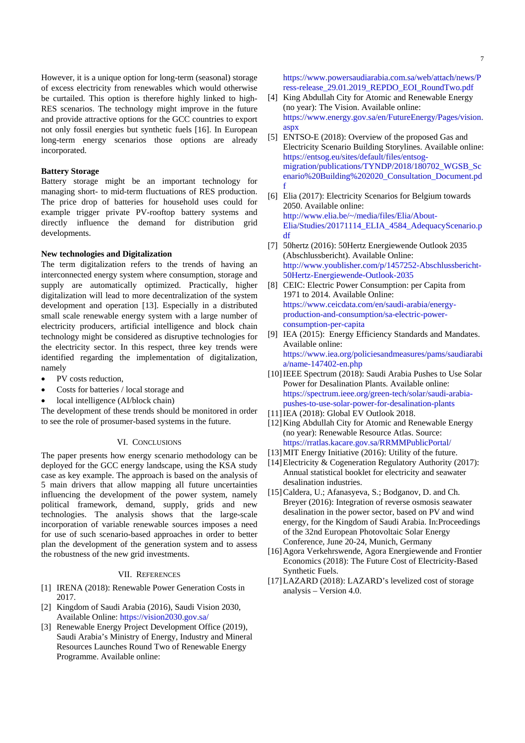However, it is a unique option for long-term (seasonal) storage of excess electricity from renewables which would otherwise be curtailed. This option is therefore highly linked to high-RES scenarios. The technology might improve in the future and provide attractive options for the GCC countries to export not only fossil energies but synthetic fuels [16]. In European long-term energy scenarios those options are already incorporated.

**Battery Storage**

Battery storage might be an important technology for managing short- to mid-term fluctuations of RES production. The price drop of batteries for household uses could for example trigger private PV-rooftop battery systems and directly influence the demand for distribution grid developments.

**New technologies and Digitalization**

The term digitalization refers to the trends of having an interconnected energy system where consumption, storage and supply are automatically optimized. Practically, higher digitalization will lead to more decentralization of the system development and operation [13]. Especially in a distributed small scale renewable energy system with a large number of electricity producers, artificial intelligence and block chain technology might be considered as disruptive technologies for the electricity sector. In this respect, three key trends were identified regarding the implementation of digitalization, namely

- PV costs reduction,
- Costs for batteries / local storage and
- local intelligence (AI/block chain)

The development of these trends should be monitored in order to see the role of prosumer-based systems in the future.

## VI. Conclusions

The paper presents how energy scenario methodology can be deployed for the GCC energy landscape, using the KSA study case as key example. The approach is based on the analysis of 5 main drivers that allow mapping all future uncertainties influencing the development of the power system, namely political framework, demand, supply, grids and new technologies. The analysis shows that the large-scale incorporation of variable renewable sources imposes a need for use of such scenario-based approaches in order to better plan the development of the generation system and to assess the robustness of the new grid investments.

## VII. References

[1] IRENA (2018): Renewable Power Generation Costs in 2017.

[2] Kingdom of Saudi Arabia (2016), Saudi Vision 2030, Available Online: https://vision2030.gov.sa/

[3] Renewable Energy Project Development Office (2019), Saudi Arabia's Ministry of Energy, Industry and Mineral Resources Launches Round Two of Renewable Energy Programme. Available online: https://www.powersaudiarabia.com.sa/web/attach/news/Press-release_29.01.2019_REPDO_EOI_RoundTwo.pdf

[4] King Abdullah City for Atomic and Renewable Energy (no year): The Vision. Available online: https://www.energy.gov.sa/en/FutureEnergy/Pages/vision.aspx

[5] ENTSO-E (2018): Overview of the proposed Gas and Electricity Scenario Building Storylines. Available online: https://entsog.eu/sites/default/files/entsog-migration/publications/TYNDP/2018/180702_WGSB_Scenario%20Building%202020_Consultation_Document.pdf

[6] Elia (2017): Electricity Scenarios for Belgium towards 2050. Available online: http://www.elia.be/~/media/files/Elia/About-Elia/Studies/20171114_ELIA_4584_AdequacyScenario.pdf

[7] 50hertz (2016): 50Hertz Energiewende Outlook 2035 (Abschlussbericht). Available Online: http://www.youblisher.com/p/1457252-Abschlussbericht-50Hertz-Energiewende-Outlook-2035

[8] CEIC: Electric Power Consumption: per Capita from 1971 to 2014. Available Online: https://www.ceicdata.com/en/saudi-arabia/energy-production-and-consumption/sa-electric-power-consumption-per-capita

[9] IEA (2015): Energy Efficiency Standards and Mandates. Available online: https://www.iea.org/policiesandmeasures/pams/saudiarabia/name-147402-en.php

[10] IEEE Spectrum (2018): Saudi Arabia Pushes to Use Solar Power for Desalination Plants. Available online: https://spectrum.ieee.org/green-tech/solar/saudi-arabia-pushes-to-use-solar-power-for-desalination-plants

[11] IEA (2018): Global EV Outlook 2018.

[12] King Abdullah City for Atomic and Renewable Energy (no year): Renewable Resource Atlas. Source: https://rratlas.kacare.gov.sa/RRMMPublicPortal/

[13] MIT Energy Initiative (2016): Utility of the future.

[14] Electricity & Cogeneration Regulatory Authority (2017): Annual statistical booklet for electricity and seawater desalination industries.

[15] Caldera, U.; Afanasyeva, S.; Bodganov, D. and Ch. Breyer (2016): Integration of reverse osmosis seawater desalination in the power sector, based on PV and wind energy, for the Kingdom of Saudi Arabia. In:Proceedings of the 32nd European Photovoltaic Solar Energy Conference, June 20-24, Munich, Germany

[16] Agora Verkehrswende, Agora Energiewende and Frontier Economics (2018): The Future Cost of Electricity-Based Synthetic Fuels.

[17] LAZARD (2018): LAZARD's levelized cost of storage analysis – Version 4.0.